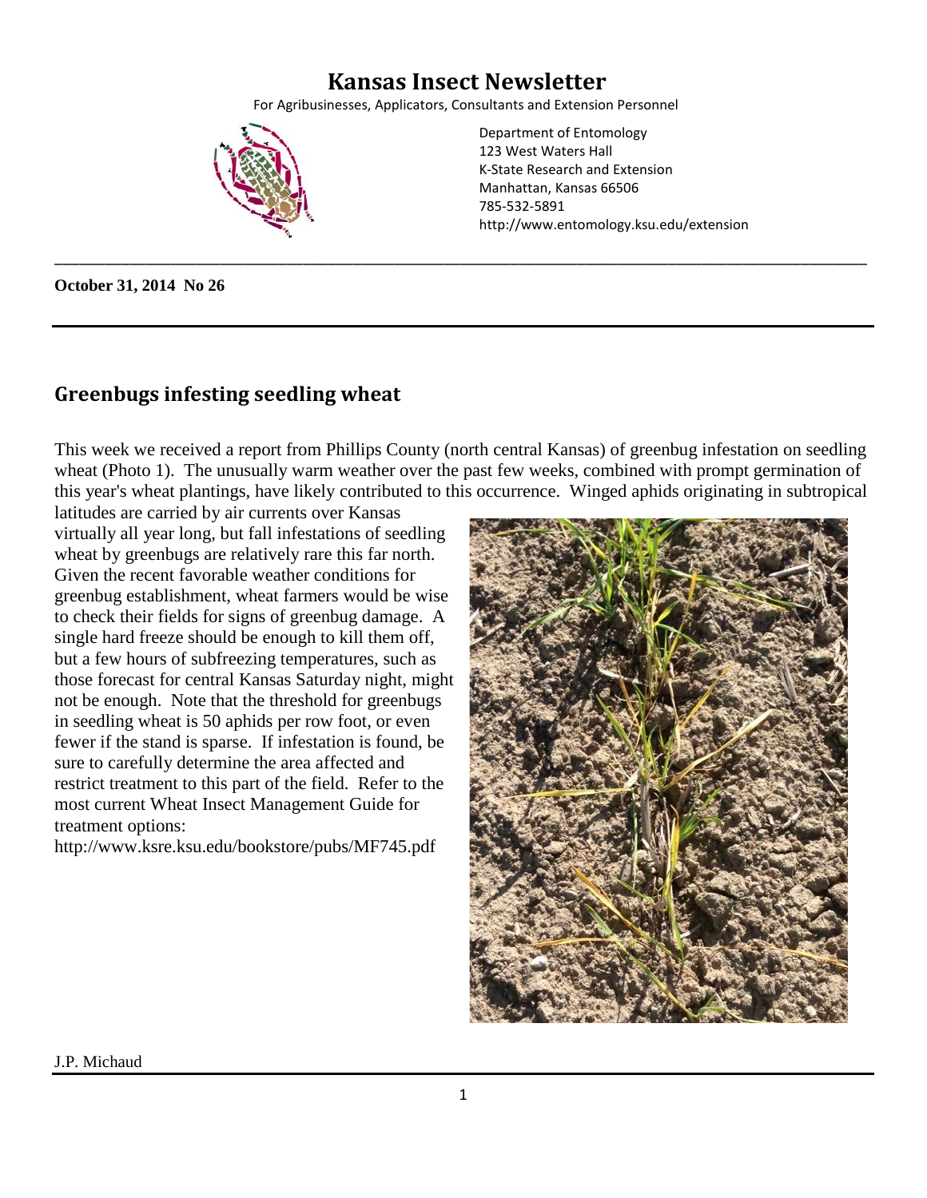# Kansas Insect Newsletter

For Agribusinesses, Applicators, Consultants and Extension Personnel

Department of Entomology
123 West Waters Hall
K-State Research and Extension
Manhattan, Kansas 66506
785-532-5891
http://www.entomology.ksu.edu/extension

**October 31, 2014 No 26**

## Greenbugs infesting seedling wheat

This week we received a report from Phillips County (north central Kansas) of greenbug infestation on seedling wheat (Photo 1). The unusually warm weather over the past few weeks, combined with prompt germination of this year's wheat plantings, have likely contributed to this occurrence. Winged aphids originating in subtropical latitudes are carried by air currents over Kansas virtually all year long, but fall infestations of seedling wheat by greenbugs are relatively rare this far north. Given the recent favorable weather conditions for greenbug establishment, wheat farmers would be wise to check their fields for signs of greenbug damage. A single hard freeze should be enough to kill them off, but a few hours of subfreezing temperatures, such as those forecast for central Kansas Saturday night, might not be enough. Note that the threshold for greenbugs in seedling wheat is 50 aphids per row foot, or even fewer if the stand is sparse. If infestation is found, be sure to carefully determine the area affected and restrict treatment to this part of the field. Refer to the most current Wheat Insect Management Guide for treatment options:
http://www.ksre.ksu.edu/bookstore/pubs/MF745.pdf

J.P. Michaud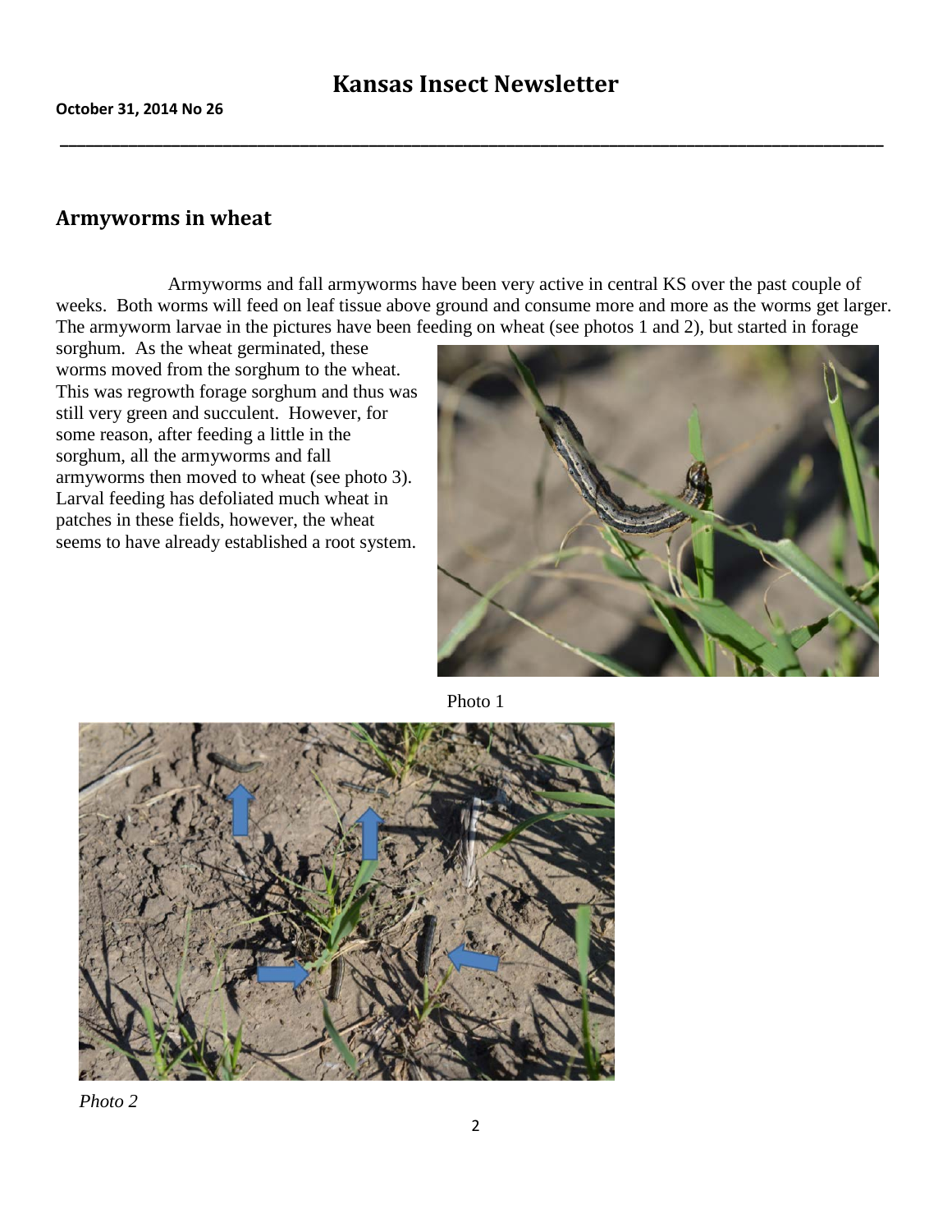## Armyworms in wheat

Armyworms and fall armyworms have been very active in central KS over the past couple of weeks. Both worms will feed on leaf tissue above ground and consume more and more as the worms get larger. The armyworm larvae in the pictures have been feeding on wheat (see photos 1 and 2), but started in forage sorghum. As the wheat germinated, these worms moved from the sorghum to the wheat. This was regrowth forage sorghum and thus was still very green and succulent. However, for some reason, after feeding a little in the sorghum, all the armyworms and fall armyworms then moved to wheat (see photo 3). Larval feeding has defoliated much wheat in patches in these fields, however, the wheat seems to have already established a root system.

Photo 1

*Photo 2*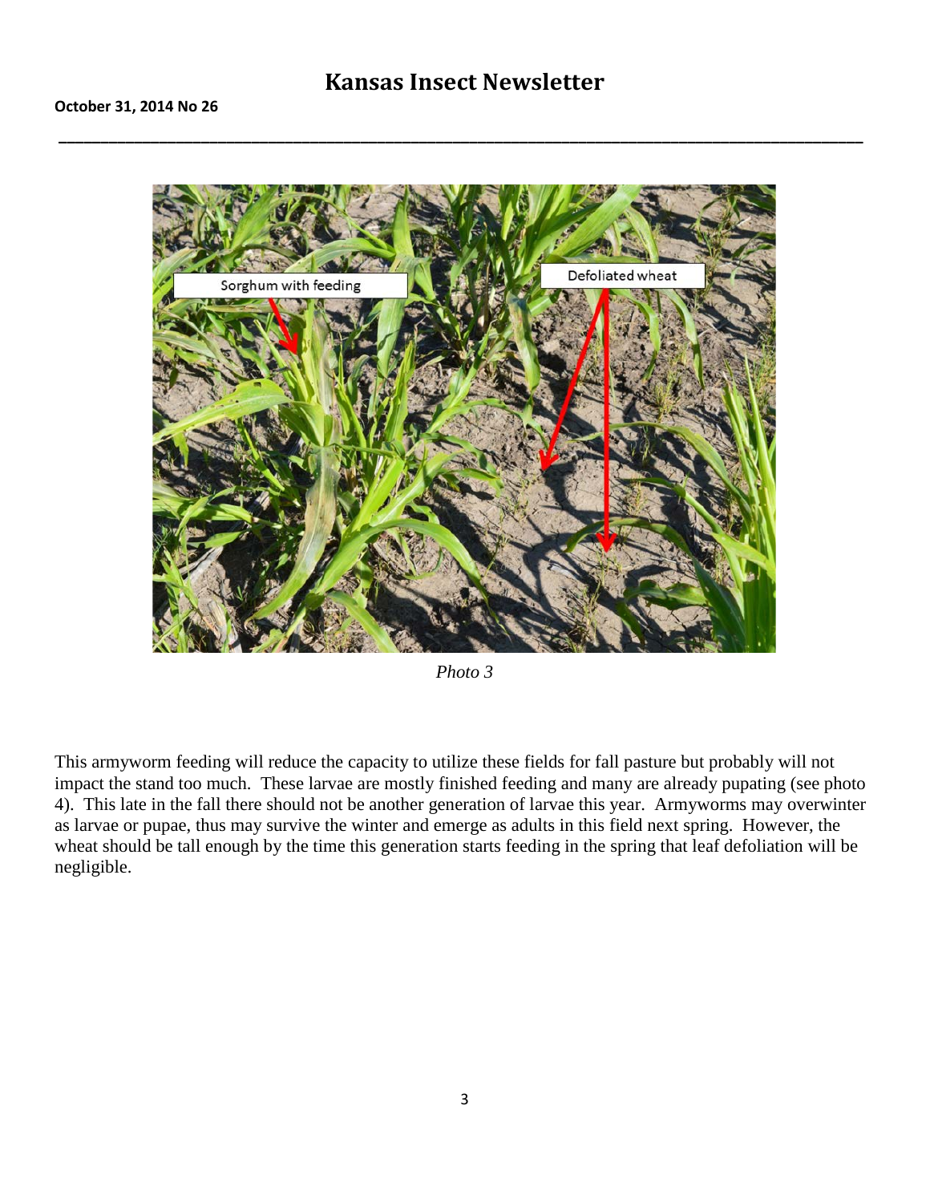*Photo 3*

This armyworm feeding will reduce the capacity to utilize these fields for fall pasture but probably will not impact the stand too much. These larvae are mostly finished feeding and many are already pupating (see photo 4). This late in the fall there should not be another generation of larvae this year. Armyworms may overwinter as larvae or pupae, thus may survive the winter and emerge as adults in this field next spring. However, the wheat should be tall enough by the time this generation starts feeding in the spring that leaf defoliation will be negligible.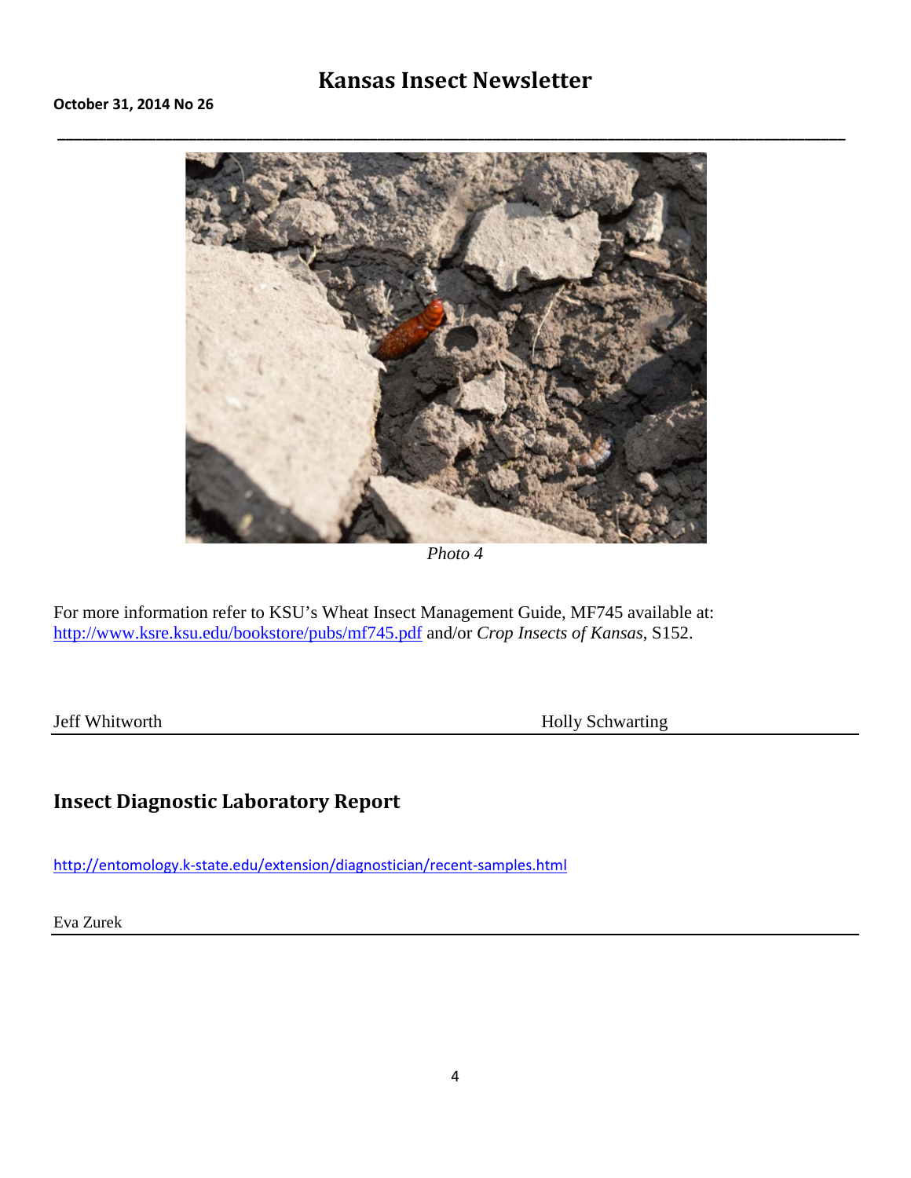*Photo 4*

For more information refer to KSU's Wheat Insect Management Guide, MF745 available at: http://www.ksre.ksu.edu/bookstore/pubs/mf745.pdf and/or *Crop Insects of Kansas*, S152.

Jeff Whitworth Holly Schwarting

## Insect Diagnostic Laboratory Report

http://entomology.k-state.edu/extension/diagnostician/recent-samples.html

Eva Zurek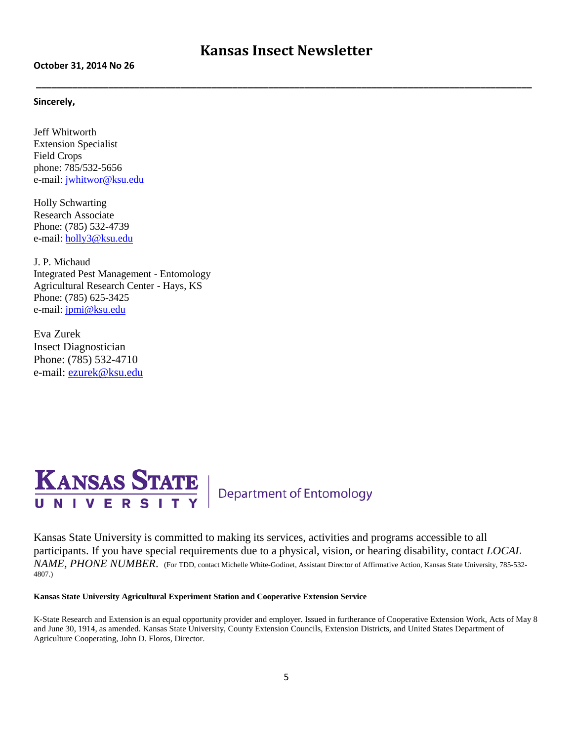**Sincerely,**

Jeff Whitworth
Extension Specialist
Field Crops
phone: 785/532-5656
e-mail: jwhitwor@ksu.edu

Holly Schwarting
Research Associate
Phone: (785) 532-4739
e-mail: holly3@ksu.edu

J. P. Michaud
Integrated Pest Management - Entomology
Agricultural Research Center - Hays, KS
Phone: (785) 625-3425
e-mail: jpmi@ksu.edu

Eva Zurek
Insect Diagnostician
Phone: (785) 532-4710
e-mail: ezurek@ksu.edu

KANSAS STATE UNIVERSITY | Department of Entomology

Kansas State University is committed to making its services, activities and programs accessible to all participants. If you have special requirements due to a physical, vision, or hearing disability, contact *LOCAL NAME, PHONE NUMBER*. (For TDD, contact Michelle White-Godinet, Assistant Director of Affirmative Action, Kansas State University, 785-532-4807.)

**Kansas State University Agricultural Experiment Station and Cooperative Extension Service**

K-State Research and Extension is an equal opportunity provider and employer. Issued in furtherance of Cooperative Extension Work, Acts of May 8 and June 30, 1914, as amended. Kansas State University, County Extension Councils, Extension Districts, and United States Department of Agriculture Cooperating, John D. Floros, Director.